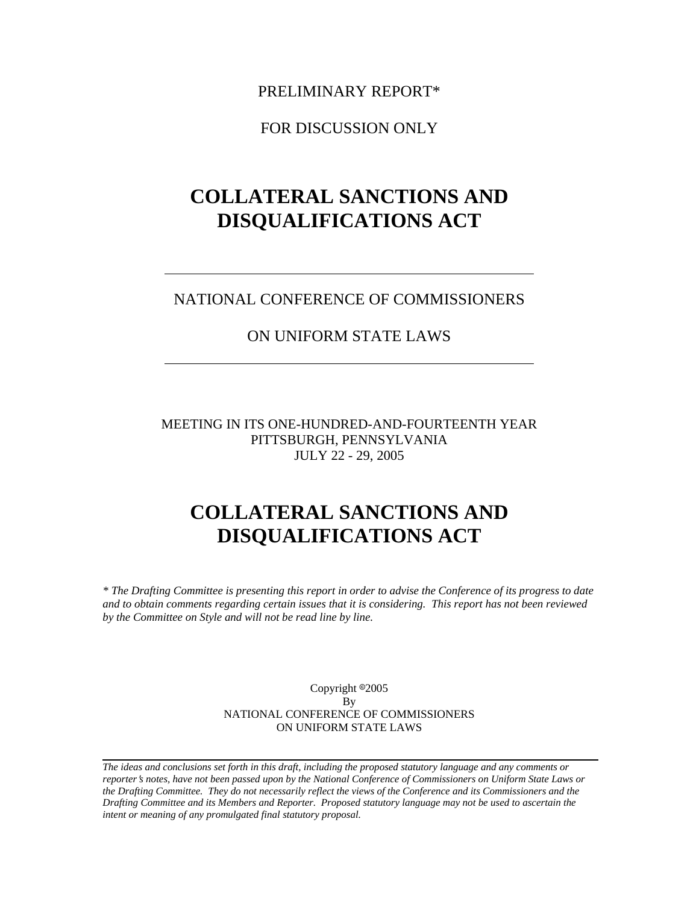PRELIMINARY REPORT*

FOR DISCUSSION ONLY

# COLLATERAL SANCTIONS AND DISQUALIFICATIONS ACT

---

NATIONAL CONFERENCE OF COMMISSIONERS

ON UNIFORM STATE LAWS

---

MEETING IN ITS ONE-HUNDRED-AND-FOURTEENTH YEAR
PITTSBURGH, PENNSYLVANIA
JULY 22 - 29, 2005

# COLLATERAL SANCTIONS AND DISQUALIFICATIONS ACT

*\* The Drafting Committee is presenting this report in order to advise the Conference of its progress to date and to obtain comments regarding certain issues that it is considering. This report has not been reviewed by the Committee on Style and will not be read line by line.*

Copyright ©2005
By
NATIONAL CONFERENCE OF COMMISSIONERS
ON UNIFORM STATE LAWS

---

*The ideas and conclusions set forth in this draft, including the proposed statutory language and any comments or reporter's notes, have not been passed upon by the National Conference of Commissioners on Uniform State Laws or the Drafting Committee. They do not necessarily reflect the views of the Conference and its Commissioners and the Drafting Committee and its Members and Reporter. Proposed statutory language may not be used to ascertain the intent or meaning of any promulgated final statutory proposal.*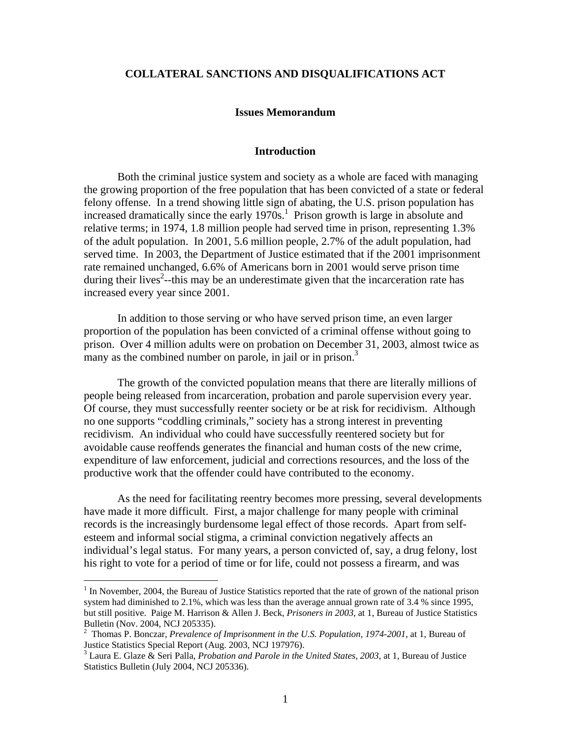**COLLATERAL SANCTIONS AND DISQUALIFICATIONS ACT**

**Issues Memorandum**

**Introduction**

Both the criminal justice system and society as a whole are faced with managing the growing proportion of the free population that has been convicted of a state or federal felony offense. In a trend showing little sign of abating, the U.S. prison population has increased dramatically since the early 1970s.[1] Prison growth is large in absolute and relative terms; in 1974, 1.8 million people had served time in prison, representing 1.3% of the adult population. In 2001, 5.6 million people, 2.7% of the adult population, had served time. In 2003, the Department of Justice estimated that if the 2001 imprisonment rate remained unchanged, 6.6% of Americans born in 2001 would serve prison time during their lives[2]--this may be an underestimate given that the incarceration rate has increased every year since 2001.

In addition to those serving or who have served prison time, an even larger proportion of the population has been convicted of a criminal offense without going to prison. Over 4 million adults were on probation on December 31, 2003, almost twice as many as the combined number on parole, in jail or in prison.[3]

The growth of the convicted population means that there are literally millions of people being released from incarceration, probation and parole supervision every year. Of course, they must successfully reenter society or be at risk for recidivism. Although no one supports "coddling criminals," society has a strong interest in preventing recidivism. An individual who could have successfully reentered society but for avoidable cause reoffends generates the financial and human costs of the new crime, expenditure of law enforcement, judicial and corrections resources, and the loss of the productive work that the offender could have contributed to the economy.

As the need for facilitating reentry becomes more pressing, several developments have made it more difficult. First, a major challenge for many people with criminal records is the increasingly burdensome legal effect of those records. Apart from self-esteem and informal social stigma, a criminal conviction negatively affects an individual's legal status. For many years, a person convicted of, say, a drug felony, lost his right to vote for a period of time or for life, could not possess a firearm, and was

---

[1] In November, 2004, the Bureau of Justice Statistics reported that the rate of grown of the national prison system had diminished to 2.1%, which was less than the average annual grown rate of 3.4 % since 1995, but still positive. Paige M. Harrison & Allen J. Beck, *Prisoners in 2003*, at 1, Bureau of Justice Statistics Bulletin (Nov. 2004, NCJ 205335).

[2] Thomas P. Bonczar, *Prevalence of Imprisonment in the U.S. Population, 1974-2001*, at 1, Bureau of Justice Statistics Special Report (Aug. 2003, NCJ 197976).

[3] Laura E. Glaze & Seri Palla, *Probation and Parole in the United States, 2003*, at 1, Bureau of Justice Statistics Bulletin (July 2004, NCJ 205336).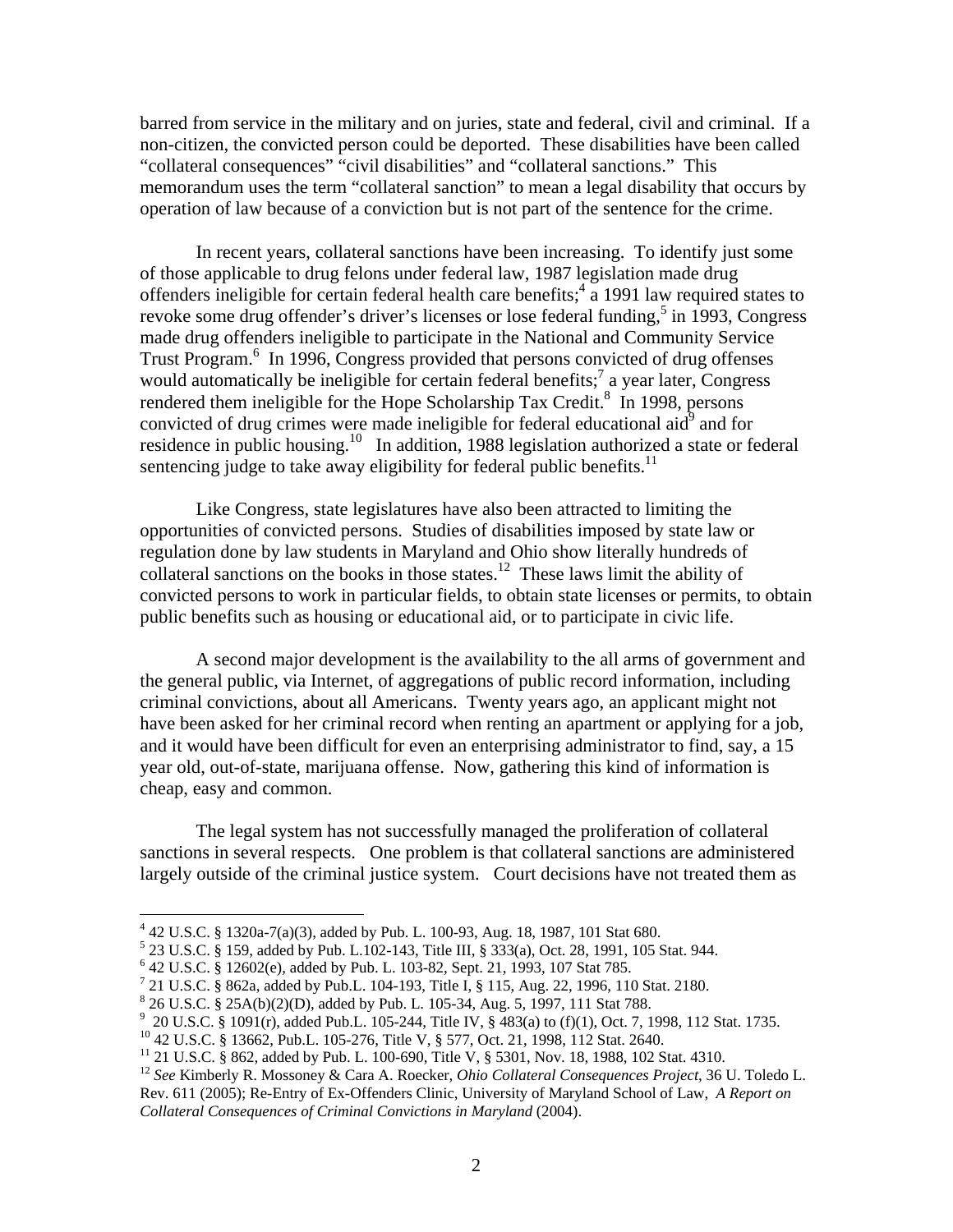barred from service in the military and on juries, state and federal, civil and criminal. If a non-citizen, the convicted person could be deported. These disabilities have been called "collateral consequences" "civil disabilities" and "collateral sanctions." This memorandum uses the term "collateral sanction" to mean a legal disability that occurs by operation of law because of a conviction but is not part of the sentence for the crime.

In recent years, collateral sanctions have been increasing. To identify just some of those applicable to drug felons under federal law, 1987 legislation made drug offenders ineligible for certain federal health care benefits;[4] a 1991 law required states to revoke some drug offender's driver's licenses or lose federal funding,[5] in 1993, Congress made drug offenders ineligible to participate in the National and Community Service Trust Program.[6] In 1996, Congress provided that persons convicted of drug offenses would automatically be ineligible for certain federal benefits;[7] a year later, Congress rendered them ineligible for the Hope Scholarship Tax Credit.[8] In 1998, persons convicted of drug crimes were made ineligible for federal educational aid[9] and for residence in public housing.[10] In addition, 1988 legislation authorized a state or federal sentencing judge to take away eligibility for federal public benefits.[11]

Like Congress, state legislatures have also been attracted to limiting the opportunities of convicted persons. Studies of disabilities imposed by state law or regulation done by law students in Maryland and Ohio show literally hundreds of collateral sanctions on the books in those states.[12] These laws limit the ability of convicted persons to work in particular fields, to obtain state licenses or permits, to obtain public benefits such as housing or educational aid, or to participate in civic life.

A second major development is the availability to the all arms of government and the general public, via Internet, of aggregations of public record information, including criminal convictions, about all Americans. Twenty years ago, an applicant might not have been asked for her criminal record when renting an apartment or applying for a job, and it would have been difficult for even an enterprising administrator to find, say, a 15 year old, out-of-state, marijuana offense. Now, gathering this kind of information is cheap, easy and common.

The legal system has not successfully managed the proliferation of collateral sanctions in several respects. One problem is that collateral sanctions are administered largely outside of the criminal justice system. Court decisions have not treated them as

---

[4] 42 U.S.C. § 1320a-7(a)(3), added by Pub. L. 100-93, Aug. 18, 1987, 101 Stat 680.

[5] 23 U.S.C. § 159, added by Pub. L.102-143, Title III, § 333(a), Oct. 28, 1991, 105 Stat. 944.

[6] 42 U.S.C. § 12602(e), added by Pub. L. 103-82, Sept. 21, 1993, 107 Stat 785.

[7] 21 U.S.C. § 862a, added by Pub.L. 104-193, Title I, § 115, Aug. 22, 1996, 110 Stat. 2180.

[8] 26 U.S.C. § 25A(b)(2)(D), added by Pub. L. 105-34, Aug. 5, 1997, 111 Stat 788.

[9] 20 U.S.C. § 1091(r), added Pub.L. 105-244, Title IV, § 483(a) to (f)(1), Oct. 7, 1998, 112 Stat. 1735.

[10] 42 U.S.C. § 13662, Pub.L. 105-276, Title V, § 577, Oct. 21, 1998, 112 Stat. 2640.

[11] 21 U.S.C. § 862, added by Pub. L. 100-690, Title V, § 5301, Nov. 18, 1988, 102 Stat. 4310.

[12] *See* Kimberly R. Mossoney & Cara A. Roecker, *Ohio Collateral Consequences Project*, 36 U. Toledo L. Rev. 611 (2005); Re-Entry of Ex-Offenders Clinic, University of Maryland School of Law, *A Report on Collateral Consequences of Criminal Convictions in Maryland* (2004).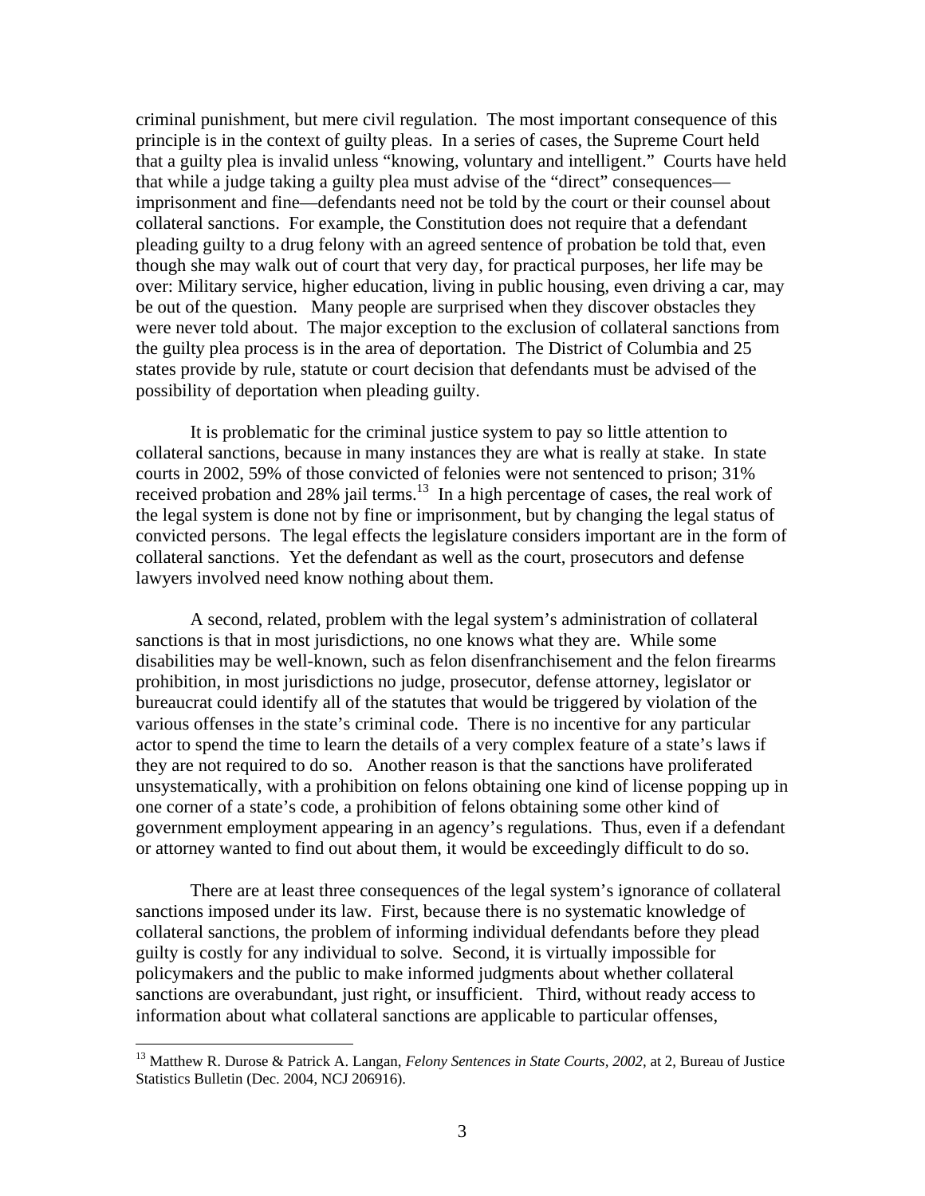criminal punishment, but mere civil regulation. The most important consequence of this principle is in the context of guilty pleas. In a series of cases, the Supreme Court held that a guilty plea is invalid unless "knowing, voluntary and intelligent." Courts have held that while a judge taking a guilty plea must advise of the "direct" consequences—imprisonment and fine—defendants need not be told by the court or their counsel about collateral sanctions. For example, the Constitution does not require that a defendant pleading guilty to a drug felony with an agreed sentence of probation be told that, even though she may walk out of court that very day, for practical purposes, her life may be over: Military service, higher education, living in public housing, even driving a car, may be out of the question. Many people are surprised when they discover obstacles they were never told about. The major exception to the exclusion of collateral sanctions from the guilty plea process is in the area of deportation. The District of Columbia and 25 states provide by rule, statute or court decision that defendants must be advised of the possibility of deportation when pleading guilty.

It is problematic for the criminal justice system to pay so little attention to collateral sanctions, because in many instances they are what is really at stake. In state courts in 2002, 59% of those convicted of felonies were not sentenced to prison; 31% received probation and 28% jail terms.[13] In a high percentage of cases, the real work of the legal system is done not by fine or imprisonment, but by changing the legal status of convicted persons. The legal effects the legislature considers important are in the form of collateral sanctions. Yet the defendant as well as the court, prosecutors and defense lawyers involved need know nothing about them.

A second, related, problem with the legal system's administration of collateral sanctions is that in most jurisdictions, no one knows what they are. While some disabilities may be well-known, such as felon disenfranchisement and the felon firearms prohibition, in most jurisdictions no judge, prosecutor, defense attorney, legislator or bureaucrat could identify all of the statutes that would be triggered by violation of the various offenses in the state's criminal code. There is no incentive for any particular actor to spend the time to learn the details of a very complex feature of a state's laws if they are not required to do so. Another reason is that the sanctions have proliferated unsystematically, with a prohibition on felons obtaining one kind of license popping up in one corner of a state's code, a prohibition of felons obtaining some other kind of government employment appearing in an agency's regulations. Thus, even if a defendant or attorney wanted to find out about them, it would be exceedingly difficult to do so.

There are at least three consequences of the legal system's ignorance of collateral sanctions imposed under its law. First, because there is no systematic knowledge of collateral sanctions, the problem of informing individual defendants before they plead guilty is costly for any individual to solve. Second, it is virtually impossible for policymakers and the public to make informed judgments about whether collateral sanctions are overabundant, just right, or insufficient. Third, without ready access to information about what collateral sanctions are applicable to particular offenses,

---

[13] Matthew R. Durose & Patrick A. Langan, *Felony Sentences in State Courts, 2002*, at 2, Bureau of Justice Statistics Bulletin (Dec. 2004, NCJ 206916).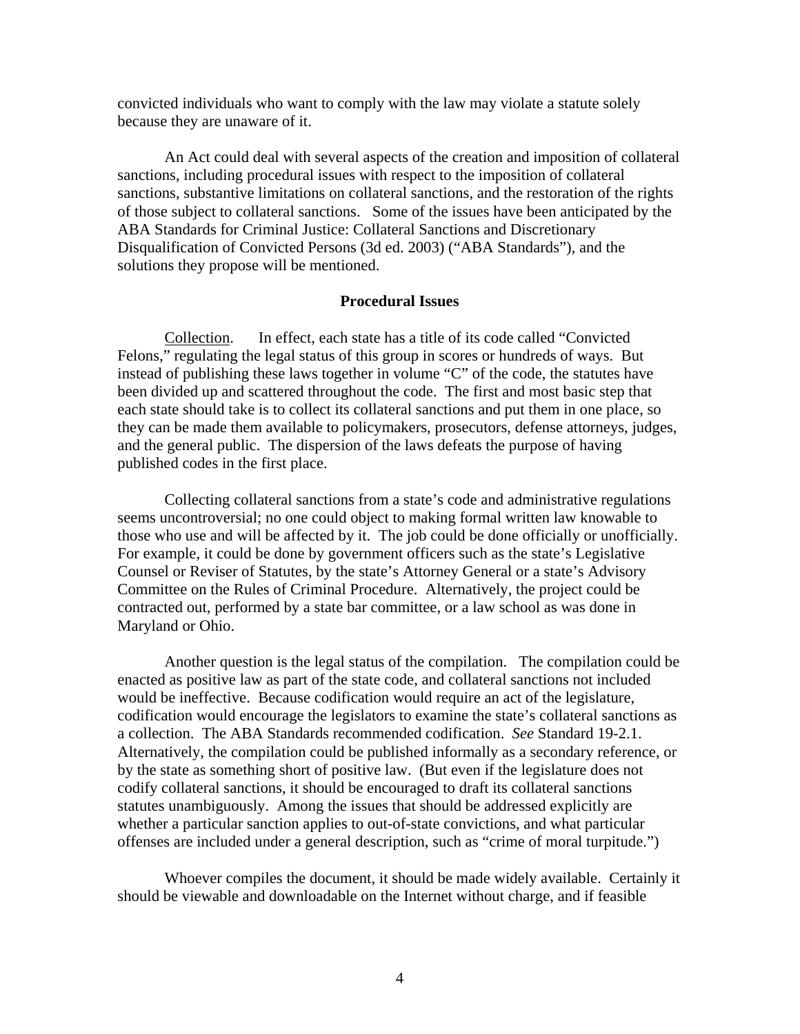convicted individuals who want to comply with the law may violate a statute solely because they are unaware of it.

An Act could deal with several aspects of the creation and imposition of collateral sanctions, including procedural issues with respect to the imposition of collateral sanctions, substantive limitations on collateral sanctions, and the restoration of the rights of those subject to collateral sanctions. Some of the issues have been anticipated by the ABA Standards for Criminal Justice: Collateral Sanctions and Discretionary Disqualification of Convicted Persons (3d ed. 2003) ("ABA Standards"), and the solutions they propose will be mentioned.

**Procedural Issues**

Collection. In effect, each state has a title of its code called "Convicted Felons," regulating the legal status of this group in scores or hundreds of ways. But instead of publishing these laws together in volume "C" of the code, the statutes have been divided up and scattered throughout the code. The first and most basic step that each state should take is to collect its collateral sanctions and put them in one place, so they can be made them available to policymakers, prosecutors, defense attorneys, judges, and the general public. The dispersion of the laws defeats the purpose of having published codes in the first place.

Collecting collateral sanctions from a state's code and administrative regulations seems uncontroversial; no one could object to making formal written law knowable to those who use and will be affected by it. The job could be done officially or unofficially. For example, it could be done by government officers such as the state's Legislative Counsel or Reviser of Statutes, by the state's Attorney General or a state's Advisory Committee on the Rules of Criminal Procedure. Alternatively, the project could be contracted out, performed by a state bar committee, or a law school as was done in Maryland or Ohio.

Another question is the legal status of the compilation. The compilation could be enacted as positive law as part of the state code, and collateral sanctions not included would be ineffective. Because codification would require an act of the legislature, codification would encourage the legislators to examine the state's collateral sanctions as a collection. The ABA Standards recommended codification. *See* Standard 19-2.1. Alternatively, the compilation could be published informally as a secondary reference, or by the state as something short of positive law. (But even if the legislature does not codify collateral sanctions, it should be encouraged to draft its collateral sanctions statutes unambiguously. Among the issues that should be addressed explicitly are whether a particular sanction applies to out-of-state convictions, and what particular offenses are included under a general description, such as "crime of moral turpitude.")

Whoever compiles the document, it should be made widely available. Certainly it should be viewable and downloadable on the Internet without charge, and if feasible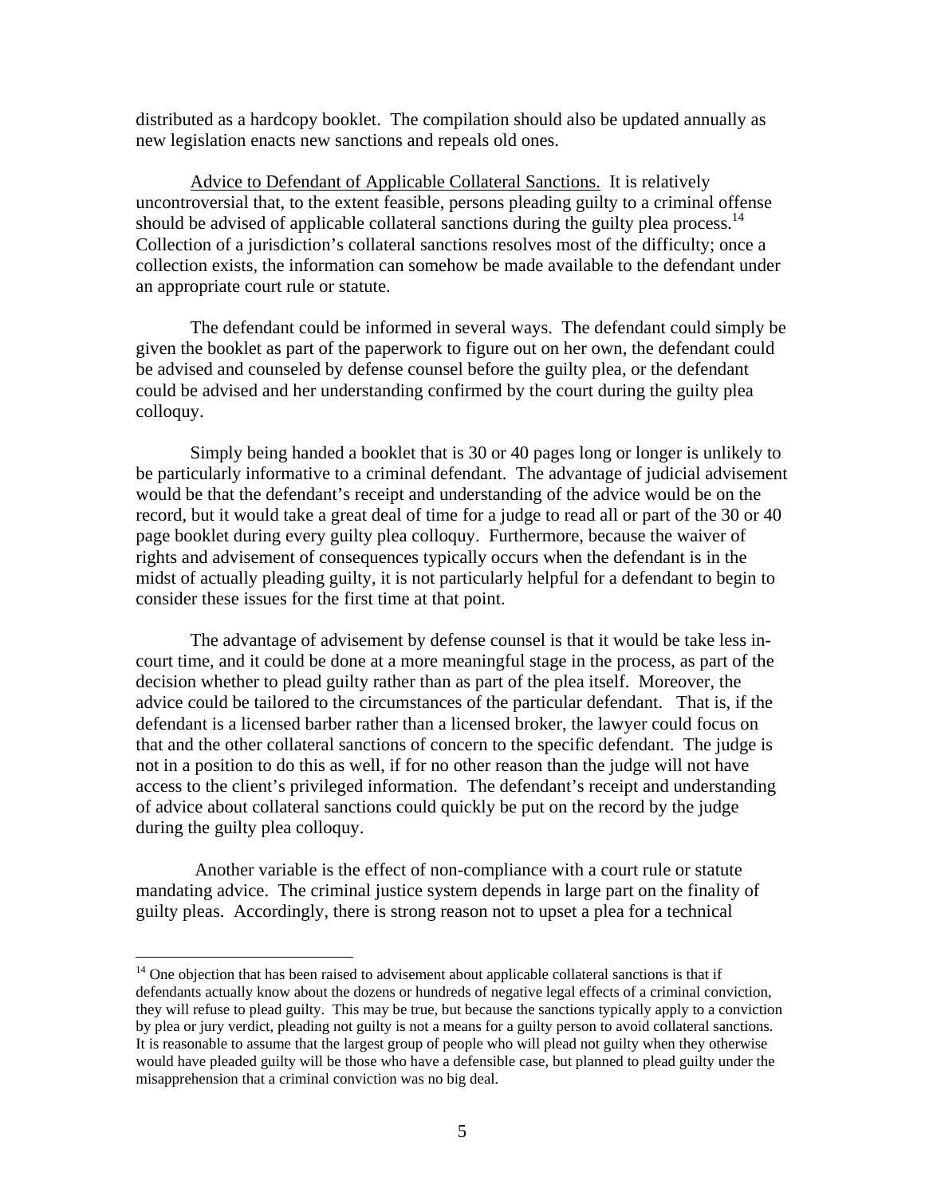distributed as a hardcopy booklet. The compilation should also be updated annually as new legislation enacts new sanctions and repeals old ones.

Advice to Defendant of Applicable Collateral Sanctions. It is relatively uncontroversial that, to the extent feasible, persons pleading guilty to a criminal offense should be advised of applicable collateral sanctions during the guilty plea process.[14] Collection of a jurisdiction's collateral sanctions resolves most of the difficulty; once a collection exists, the information can somehow be made available to the defendant under an appropriate court rule or statute.

The defendant could be informed in several ways. The defendant could simply be given the booklet as part of the paperwork to figure out on her own, the defendant could be advised and counseled by defense counsel before the guilty plea, or the defendant could be advised and her understanding confirmed by the court during the guilty plea colloquy.

Simply being handed a booklet that is 30 or 40 pages long or longer is unlikely to be particularly informative to a criminal defendant. The advantage of judicial advisement would be that the defendant's receipt and understanding of the advice would be on the record, but it would take a great deal of time for a judge to read all or part of the 30 or 40 page booklet during every guilty plea colloquy. Furthermore, because the waiver of rights and advisement of consequences typically occurs when the defendant is in the midst of actually pleading guilty, it is not particularly helpful for a defendant to begin to consider these issues for the first time at that point.

The advantage of advisement by defense counsel is that it would be take less in-court time, and it could be done at a more meaningful stage in the process, as part of the decision whether to plead guilty rather than as part of the plea itself. Moreover, the advice could be tailored to the circumstances of the particular defendant. That is, if the defendant is a licensed barber rather than a licensed broker, the lawyer could focus on that and the other collateral sanctions of concern to the specific defendant. The judge is not in a position to do this as well, if for no other reason than the judge will not have access to the client's privileged information. The defendant's receipt and understanding of advice about collateral sanctions could quickly be put on the record by the judge during the guilty plea colloquy.

Another variable is the effect of non-compliance with a court rule or statute mandating advice. The criminal justice system depends in large part on the finality of guilty pleas. Accordingly, there is strong reason not to upset a plea for a technical

---

[14] One objection that has been raised to advisement about applicable collateral sanctions is that if defendants actually know about the dozens or hundreds of negative legal effects of a criminal conviction, they will refuse to plead guilty. This may be true, but because the sanctions typically apply to a conviction by plea or jury verdict, pleading not guilty is not a means for a guilty person to avoid collateral sanctions. It is reasonable to assume that the largest group of people who will plead not guilty when they otherwise would have pleaded guilty will be those who have a defensible case, but planned to plead guilty under the misapprehension that a criminal conviction was no big deal.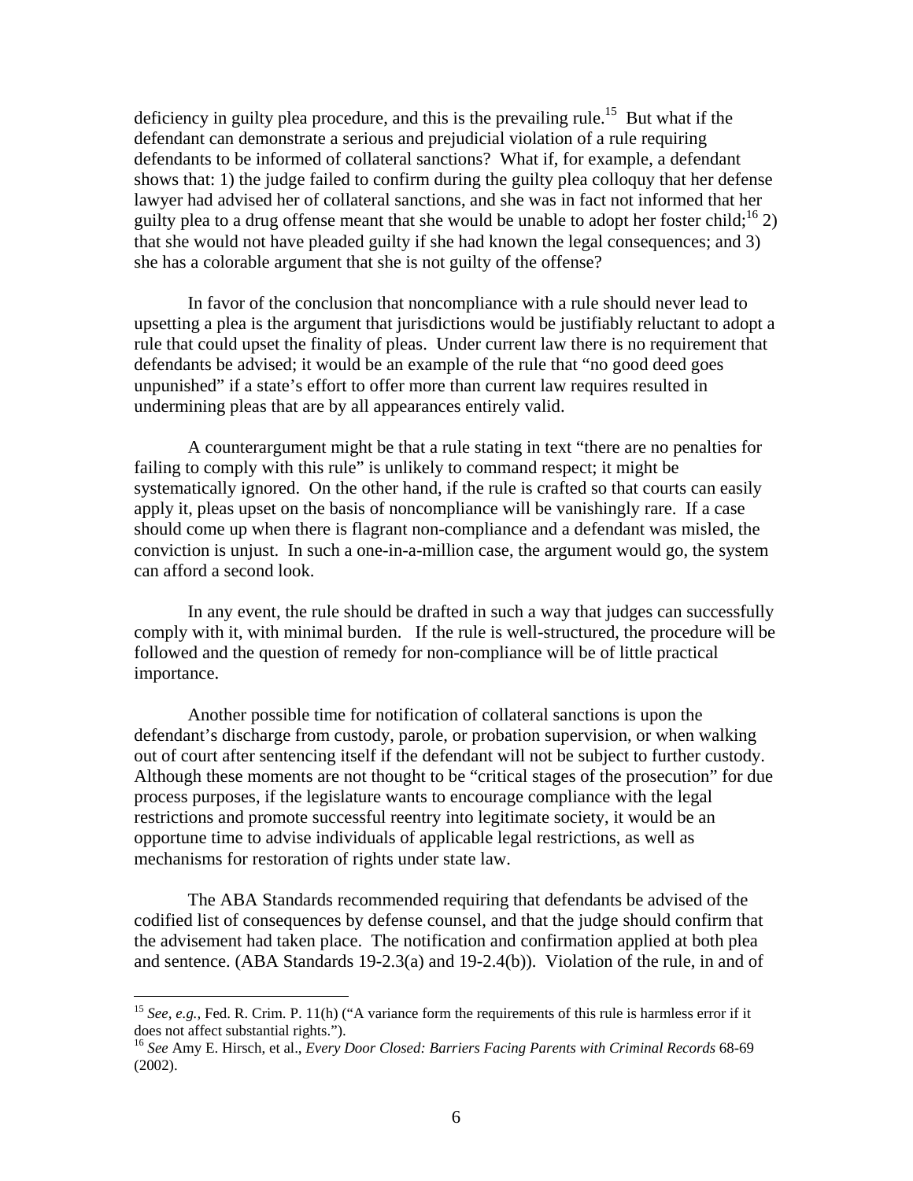deficiency in guilty plea procedure, and this is the prevailing rule.[15] But what if the defendant can demonstrate a serious and prejudicial violation of a rule requiring defendants to be informed of collateral sanctions? What if, for example, a defendant shows that: 1) the judge failed to confirm during the guilty plea colloquy that her defense lawyer had advised her of collateral sanctions, and she was in fact not informed that her guilty plea to a drug offense meant that she would be unable to adopt her foster child;[16] 2) that she would not have pleaded guilty if she had known the legal consequences; and 3) she has a colorable argument that she is not guilty of the offense?

In favor of the conclusion that noncompliance with a rule should never lead to upsetting a plea is the argument that jurisdictions would be justifiably reluctant to adopt a rule that could upset the finality of pleas. Under current law there is no requirement that defendants be advised; it would be an example of the rule that "no good deed goes unpunished" if a state's effort to offer more than current law requires resulted in undermining pleas that are by all appearances entirely valid.

A counterargument might be that a rule stating in text "there are no penalties for failing to comply with this rule" is unlikely to command respect; it might be systematically ignored. On the other hand, if the rule is crafted so that courts can easily apply it, pleas upset on the basis of noncompliance will be vanishingly rare. If a case should come up when there is flagrant non-compliance and a defendant was misled, the conviction is unjust. In such a one-in-a-million case, the argument would go, the system can afford a second look.

In any event, the rule should be drafted in such a way that judges can successfully comply with it, with minimal burden. If the rule is well-structured, the procedure will be followed and the question of remedy for non-compliance will be of little practical importance.

Another possible time for notification of collateral sanctions is upon the defendant's discharge from custody, parole, or probation supervision, or when walking out of court after sentencing itself if the defendant will not be subject to further custody. Although these moments are not thought to be "critical stages of the prosecution" for due process purposes, if the legislature wants to encourage compliance with the legal restrictions and promote successful reentry into legitimate society, it would be an opportune time to advise individuals of applicable legal restrictions, as well as mechanisms for restoration of rights under state law.

The ABA Standards recommended requiring that defendants be advised of the codified list of consequences by defense counsel, and that the judge should confirm that the advisement had taken place. The notification and confirmation applied at both plea and sentence. (ABA Standards 19-2.3(a) and 19-2.4(b)). Violation of the rule, in and of

---

[15] *See, e.g.,* Fed. R. Crim. P. 11(h) ("A variance form the requirements of this rule is harmless error if it does not affect substantial rights.").

[16] *See* Amy E. Hirsch, et al., *Every Door Closed: Barriers Facing Parents with Criminal Records* 68-69 (2002).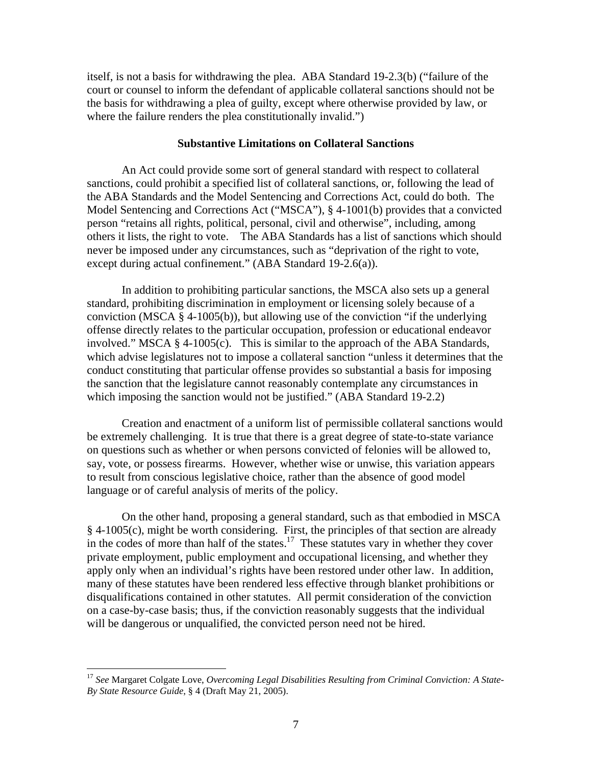itself, is not a basis for withdrawing the plea. ABA Standard 19-2.3(b) ("failure of the court or counsel to inform the defendant of applicable collateral sanctions should not be the basis for withdrawing a plea of guilty, except where otherwise provided by law, or where the failure renders the plea constitutionally invalid.")

### Substantive Limitations on Collateral Sanctions

An Act could provide some sort of general standard with respect to collateral sanctions, could prohibit a specified list of collateral sanctions, or, following the lead of the ABA Standards and the Model Sentencing and Corrections Act, could do both. The Model Sentencing and Corrections Act ("MSCA"), § 4-1001(b) provides that a convicted person "retains all rights, political, personal, civil and otherwise", including, among others it lists, the right to vote. The ABA Standards has a list of sanctions which should never be imposed under any circumstances, such as "deprivation of the right to vote, except during actual confinement." (ABA Standard 19-2.6(a)).

In addition to prohibiting particular sanctions, the MSCA also sets up a general standard, prohibiting discrimination in employment or licensing solely because of a conviction (MSCA § 4-1005(b)), but allowing use of the conviction "if the underlying offense directly relates to the particular occupation, profession or educational endeavor involved." MSCA § 4-1005(c). This is similar to the approach of the ABA Standards, which advise legislatures not to impose a collateral sanction "unless it determines that the conduct constituting that particular offense provides so substantial a basis for imposing the sanction that the legislature cannot reasonably contemplate any circumstances in which imposing the sanction would not be justified." (ABA Standard 19-2.2)

Creation and enactment of a uniform list of permissible collateral sanctions would be extremely challenging. It is true that there is a great degree of state-to-state variance on questions such as whether or when persons convicted of felonies will be allowed to, say, vote, or possess firearms. However, whether wise or unwise, this variation appears to result from conscious legislative choice, rather than the absence of good model language or of careful analysis of merits of the policy.

On the other hand, proposing a general standard, such as that embodied in MSCA § 4-1005(c), might be worth considering. First, the principles of that section are already in the codes of more than half of the states.[17] These statutes vary in whether they cover private employment, public employment and occupational licensing, and whether they apply only when an individual's rights have been restored under other law. In addition, many of these statutes have been rendered less effective through blanket prohibitions or disqualifications contained in other statutes. All permit consideration of the conviction on a case-by-case basis; thus, if the conviction reasonably suggests that the individual will be dangerous or unqualified, the convicted person need not be hired.

---

[17] *See* Margaret Colgate Love, *Overcoming Legal Disabilities Resulting from Criminal Conviction: A State-By State Resource Guide*, § 4 (Draft May 21, 2005).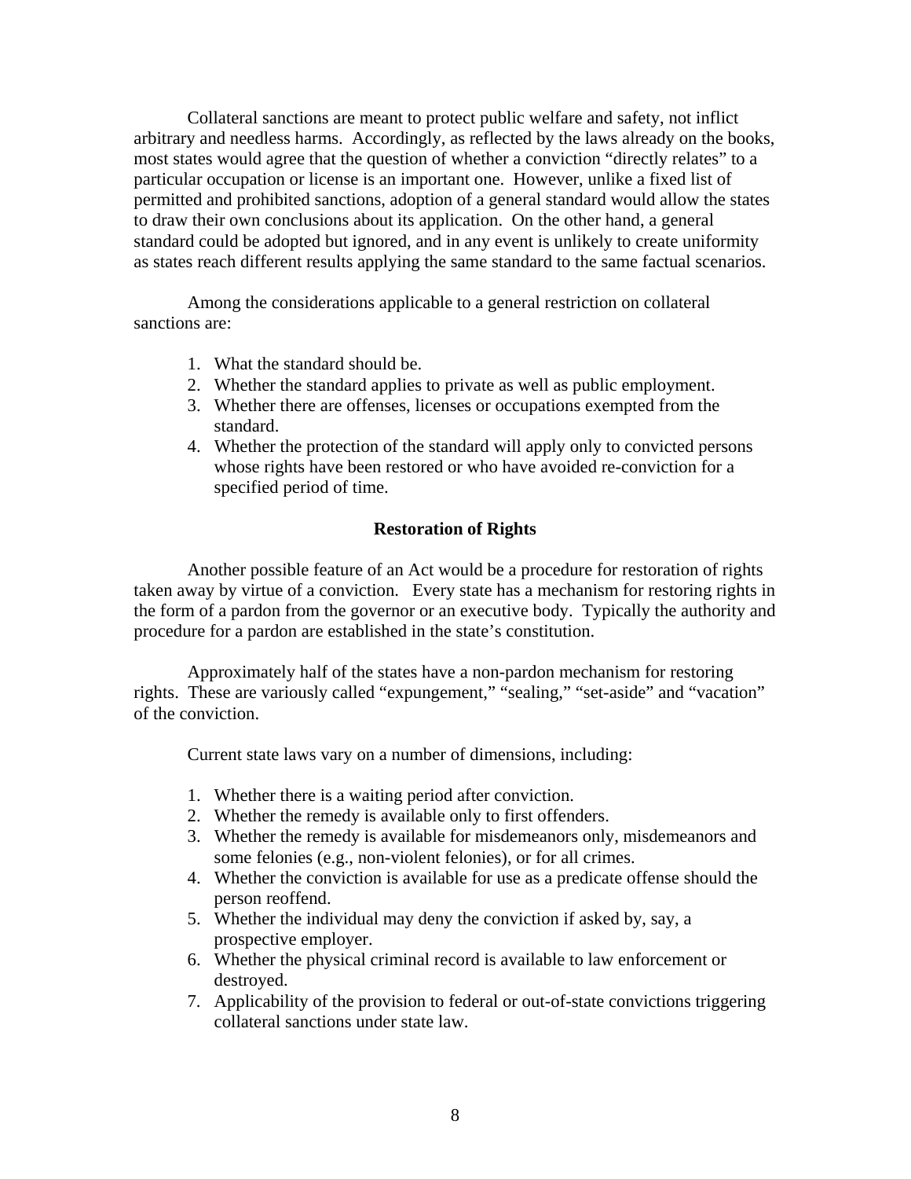Collateral sanctions are meant to protect public welfare and safety, not inflict arbitrary and needless harms. Accordingly, as reflected by the laws already on the books, most states would agree that the question of whether a conviction "directly relates" to a particular occupation or license is an important one. However, unlike a fixed list of permitted and prohibited sanctions, adoption of a general standard would allow the states to draw their own conclusions about its application. On the other hand, a general standard could be adopted but ignored, and in any event is unlikely to create uniformity as states reach different results applying the same standard to the same factual scenarios.

Among the considerations applicable to a general restriction on collateral sanctions are:

1. What the standard should be.
2. Whether the standard applies to private as well as public employment.
3. Whether there are offenses, licenses or occupations exempted from the standard.
4. Whether the protection of the standard will apply only to convicted persons whose rights have been restored or who have avoided re-conviction for a specified period of time.

**Restoration of Rights**

Another possible feature of an Act would be a procedure for restoration of rights taken away by virtue of a conviction. Every state has a mechanism for restoring rights in the form of a pardon from the governor or an executive body. Typically the authority and procedure for a pardon are established in the state's constitution.

Approximately half of the states have a non-pardon mechanism for restoring rights. These are variously called "expungement," "sealing," "set-aside" and "vacation" of the conviction.

Current state laws vary on a number of dimensions, including:

1. Whether there is a waiting period after conviction.
2. Whether the remedy is available only to first offenders.
3. Whether the remedy is available for misdemeanors only, misdemeanors and some felonies (e.g., non-violent felonies), or for all crimes.
4. Whether the conviction is available for use as a predicate offense should the person reoffend.
5. Whether the individual may deny the conviction if asked by, say, a prospective employer.
6. Whether the physical criminal record is available to law enforcement or destroyed.
7. Applicability of the provision to federal or out-of-state convictions triggering collateral sanctions under state law.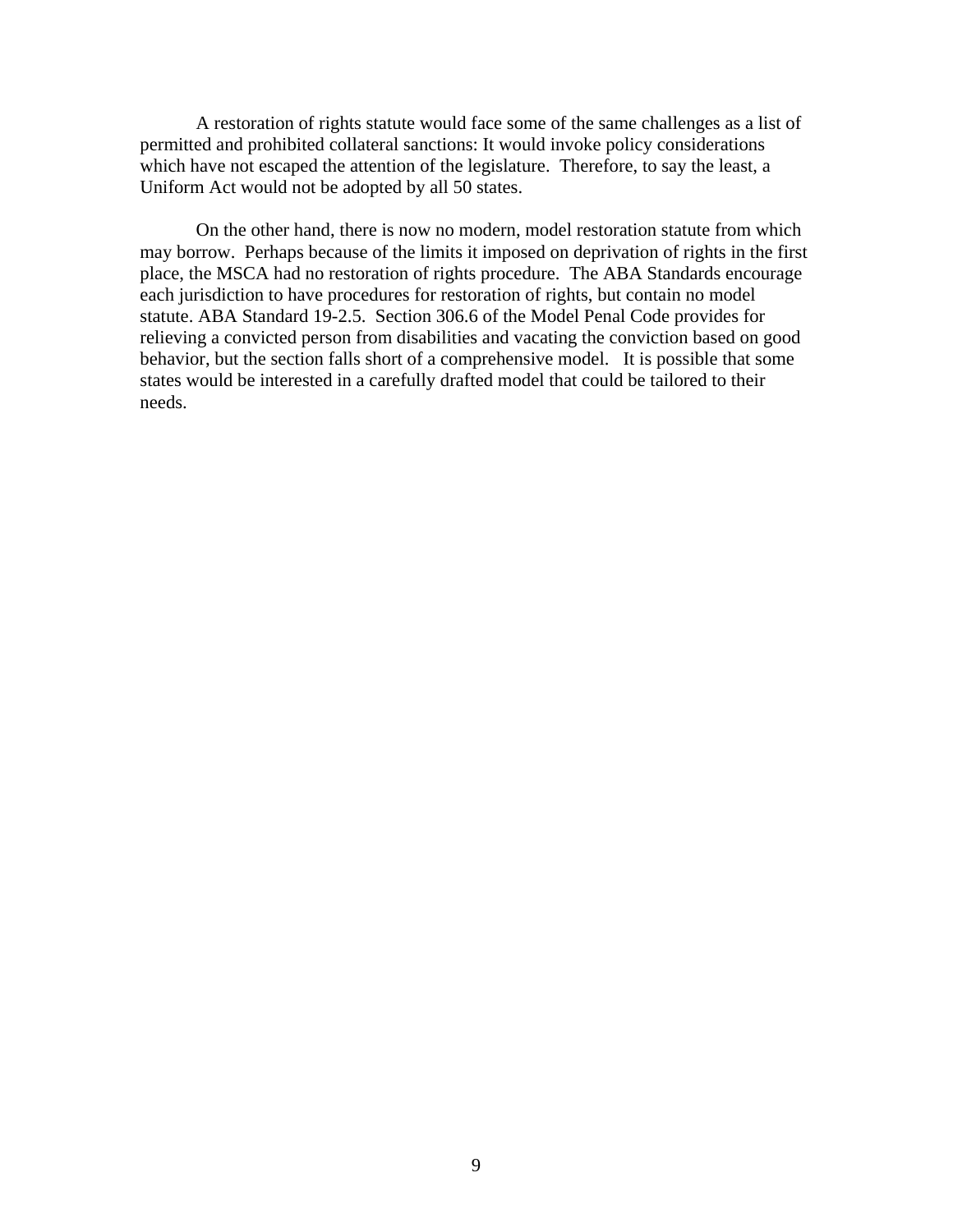A restoration of rights statute would face some of the same challenges as a list of permitted and prohibited collateral sanctions: It would invoke policy considerations which have not escaped the attention of the legislature. Therefore, to say the least, a Uniform Act would not be adopted by all 50 states.

On the other hand, there is now no modern, model restoration statute from which may borrow. Perhaps because of the limits it imposed on deprivation of rights in the first place, the MSCA had no restoration of rights procedure. The ABA Standards encourage each jurisdiction to have procedures for restoration of rights, but contain no model statute. ABA Standard 19-2.5. Section 306.6 of the Model Penal Code provides for relieving a convicted person from disabilities and vacating the conviction based on good behavior, but the section falls short of a comprehensive model. It is possible that some states would be interested in a carefully drafted model that could be tailored to their needs.